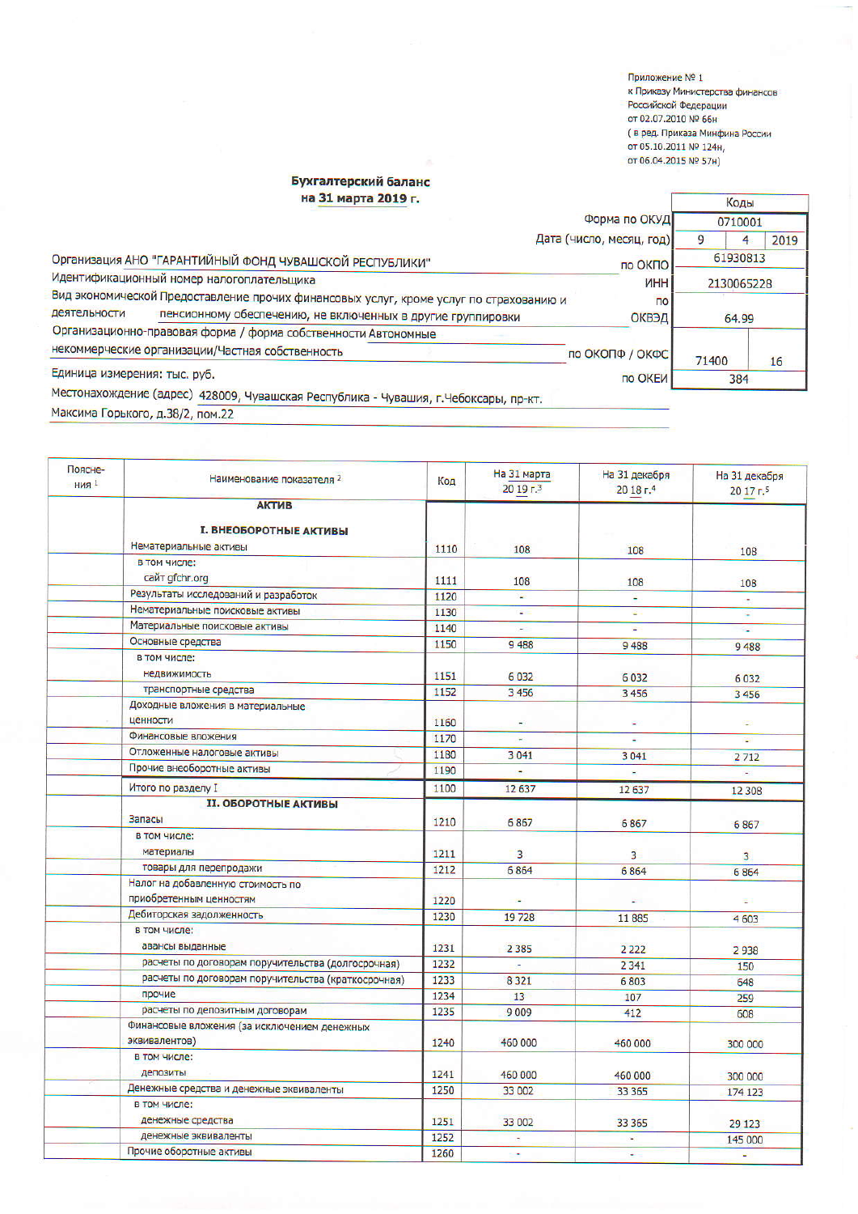Приложение № 1
к Приказу Министерства финансов
Российской Федерации
от 02.07.2010 № 66н
( в ред. Приказа Минфина России
от 05.10.2011 № 124н,
от 06.04.2015 № 57н)

## Бухгалтерский баланс
## на 31 марта 2019 г.

| | | Коды | | |
|---|---|---|---|---|
| | Форма по ОКУД | 0710001 | | |
| | Дата (число, месяц, год) | 9 | 4 | 2019 |
| Организация АНО "ГАРАНТИЙНЫЙ ФОНД ЧУВАШСКОЙ РЕСПУБЛИКИ" | по ОКПО | 61930813 | | |
| Идентификационный номер налогоплательщика | ИНН | 2130065228 | | |
| Вид экономической деятельности Предоставление прочих финансовых услуг, кроме услуг по страхованию и пенсионному обеспечению, не включенных в другие группировки | по ОКВЭД | 64.99 | | |
| Организационно-правовая форма / форма собственности Автономные некоммерческие организации/Частная собственность | по ОКОПФ / ОКФС | 71400 | 16 | |
| Единица измерения: тыс. руб. | по ОКЕИ | 384 | | |

Местонахождение (адрес) 428009, Чувашская Республика - Чувашия, г.Чебоксары, пр-кт. Максима Горького, д.38/2, пом.22

| Поясне-ния [1] | Наименование показателя [2] | Код | На 31 марта 20 19 г.[3] | На 31 декабря 20 18 г.[4] | На 31 декабря 20 17 г.[5] |
|---|---|---|---|---|---|
| | **АКТИВ** | | | | |
| | **I. ВНЕОБОРОТНЫЕ АКТИВЫ** | | | | |
| | Нематериальные активы | 1110 | 108 | 108 | 108 |
| | в том числе: сайт gfchr.org | 1111 | 108 | 108 | 108 |
| | Результаты исследований и разработок | 1120 | - | - | - |
| | Нематериальные поисковые активы | 1130 | - | - | - |
| | Материальные поисковые активы | 1140 | - | - | - |
| | Основные средства | 1150 | 9 488 | 9 488 | 9 488 |
| | в том числе: недвижимость | 1151 | 6 032 | 6 032 | 6 032 |
| | транспортные средства | 1152 | 3 456 | 3 456 | 3 456 |
| | Доходные вложения в материальные ценности | 1160 | - | - | - |
| | Финансовые вложения | 1170 | - | - | - |
| | Отложенные налоговые активы | 1180 | 3 041 | 3 041 | 2 712 |
| | Прочие внеоборотные активы | 1190 | - | - | - |
| | Итого по разделу I | 1100 | 12 637 | 12 637 | 12 308 |
| | **II. ОБОРОТНЫЕ АКТИВЫ** | | | | |
| | Запасы | 1210 | 6 867 | 6 867 | 6 867 |
| | в том числе: материалы | 1211 | 3 | 3 | 3 |
| | товары для перепродажи | 1212 | 6 864 | 6 864 | 6 864 |
| | Налог на добавленную стоимость по приобретенным ценностям | 1220 | - | - | - |
| | Дебиторская задолженность | 1230 | 19 728 | 11 885 | 4 603 |
| | в том числе: авансы выданные | 1231 | 2 385 | 2 222 | 2 938 |
| | расчеты по договорам поручительства (долгосрочная) | 1232 | - | 2 341 | 150 |
| | расчеты по договорам поручительства (краткосрочная) | 1233 | 8 321 | 6 803 | 648 |
| | прочие | 1234 | 13 | 107 | 259 |
| | расчеты по депозитным договорам | 1235 | 9 009 | 412 | 608 |
| | Финансовые вложения (за исключением денежных эквивалентов) | 1240 | 460 000 | 460 000 | 300 000 |
| | в том числе: депозиты | 1241 | 460 000 | 460 000 | 300 000 |
| | Денежные средства и денежные эквиваленты | 1250 | 33 002 | 33 365 | 174 123 |
| | в том числе: денежные средства | 1251 | 33 002 | 33 365 | 29 123 |
| | денежные эквиваленты | 1252 | - | - | 145 000 |
| | Прочие оборотные активы | 1260 | - | - | - |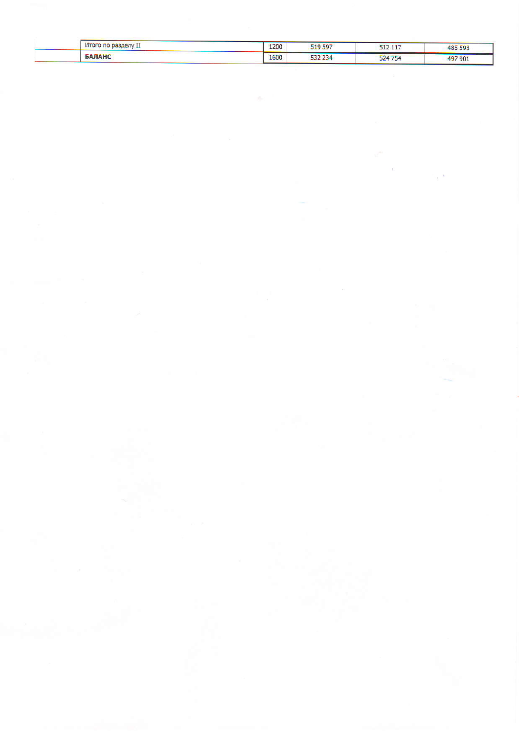| | | | | | |
|---|---|---|---|---|---|
| | Итого по разделу II | 1200 | 519 597 | 512 117 | 485 593 |
| | **БАЛАНС** | 1600 | 532 234 | 524 754 | 497 901 |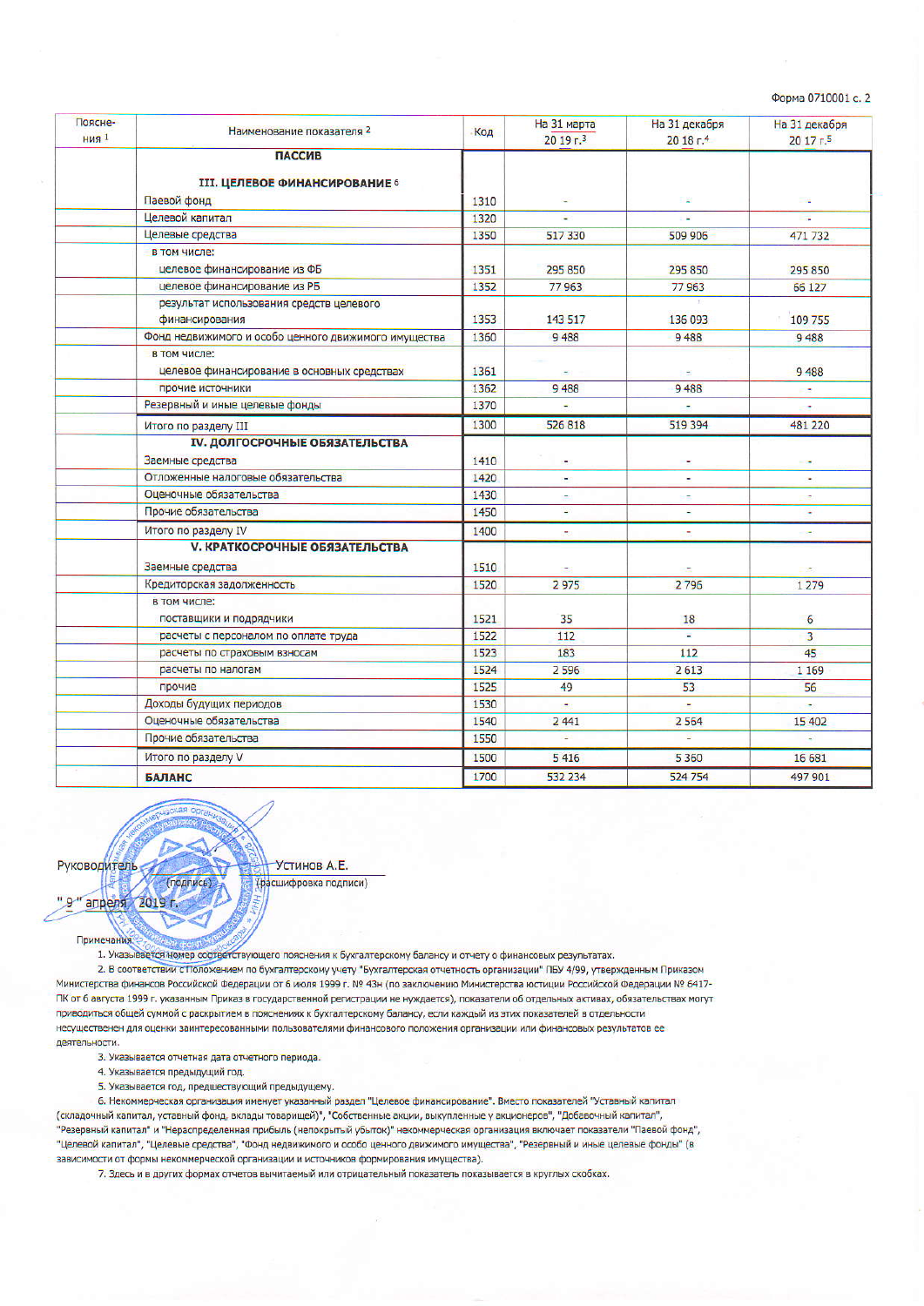Форма 0710001 с. 2

| Поясне-ния [1] | Наименование показателя [2] | Код | На 31 марта 20 19 г.[3] | На 31 декабря 20 18 г.[4] | На 31 декабря 20 17 г.[5] |
|---|---|---|---|---|---|
| | **ПАССИВ** | | | | |
| | **III. ЦЕЛЕВОЕ ФИНАНСИРОВАНИЕ** [6] | | | | |
| | Паевой фонд | 1310 | - | - | - |
| | Целевой капитал | 1320 | - | - | - |
| | Целевые средства | 1350 | 517 330 | 509 906 | 471 732 |
| | в том числе: | | | | |
| | целевое финансирование из ФБ | 1351 | 295 850 | 295 850 | 295 850 |
| | целевое финансирование из РБ | 1352 | 77 963 | 77 963 | 66 127 |
| | результат использования средств целевого финансирования | 1353 | 143 517 | 136 093 | 109 755 |
| | Фонд недвижимого и особо ценного движимого имущества | 1360 | 9 488 | 9 488 | 9 488 |
| | в том числе: | | | | |
| | целевое финансирование в основных средствах | 1361 | - | - | 9 488 |
| | прочие источники | 1362 | 9 488 | 9 488 | - |
| | Резервный и иные целевые фонды | 1370 | - | - | - |
| | Итого по разделу III | 1300 | 526 818 | 519 394 | 481 220 |
| | **IV. ДОЛГОСРОЧНЫЕ ОБЯЗАТЕЛЬСТВА** | | | | |
| | Заемные средства | 1410 | - | - | - |
| | Отложенные налоговые обязательства | 1420 | - | - | - |
| | Оценочные обязательства | 1430 | - | - | - |
| | Прочие обязательства | 1450 | - | - | - |
| | Итого по разделу IV | 1400 | - | - | - |
| | **V. КРАТКОСРОЧНЫЕ ОБЯЗАТЕЛЬСТВА** | | | | |
| | Заемные средства | 1510 | - | - | - |
| | Кредиторская задолженность | 1520 | 2 975 | 2 796 | 1 279 |
| | в том числе: | | | | |
| | поставщики и подрядчики | 1521 | 35 | 18 | 6 |
| | расчеты с персоналом по оплате труда | 1522 | 112 | - | 3 |
| | расчеты по страховым взносам | 1523 | 183 | 112 | 45 |
| | расчеты по налогам | 1524 | 2 596 | 2 613 | 1 169 |
| | прочие | 1525 | 49 | 53 | 56 |
| | Доходы будущих периодов | 1530 | - | - | - |
| | Оценочные обязательства | 1540 | 2 441 | 2 564 | 15 402 |
| | Прочие обязательства | 1550 | - | - | - |
| | Итого по разделу V | 1500 | 5 416 | 5 360 | 16 681 |
| | **БАЛАНС** | 1700 | 532 234 | 524 754 | 497 901 |

Руководитель ____________ (подпись) Устинов А.Е. (расшифровка подписи)

" 9 " апреля 2019 г.

Примечания

1. Указывается номер соответствующего пояснения к бухгалтерскому балансу и отчету о финансовых результатах.
2. В соответствии с Положением по бухгалтерскому учету "Бухгалтерская отчетность организации" ПБУ 4/99, утвержденным Приказом Министерства финансов Российской Федерации от 6 июля 1999 г. № 43н (по заключению Министерства юстиции Российской Федерации № 6417-ПК от 6 августа 1999 г. указанный Приказ в государственной регистрации не нуждается), показатели об отдельных активах, обязательствах могут приводиться общей суммой с раскрытием в пояснениях к бухгалтерскому балансу, если каждый из этих показателей в отдельности несущественен для оценки заинтересованными пользователями финансового положения организации или финансовых результатов ее деятельности.
3. Указывается отчетная дата отчетного периода.
4. Указывается предыдущий год.
5. Указывается год, предшествующий предыдущему.
6. Некоммерческая организация именует указанный раздел "Целевое финансирование". Вместо показателей "Уставный капитал (складочный капитал, уставный фонд, вклады товарищей)", "Собственные акции, выкупленные у акционеров", "Добавочный капитал", "Резервный капитал" и "Нераспределенная прибыль (непокрытый убыток)" некоммерческая организация включает показатели "Паевой фонд", "Целевой капитал", "Целевые средства", "Фонд недвижимого и особо ценного движимого имущества", "Резервный и иные целевые фонды" (в зависимости от формы некоммерческой организации и источников формирования имущества).
7. Здесь и в других формах отчетов вычитаемый или отрицательный показатель показывается в круглых скобках.